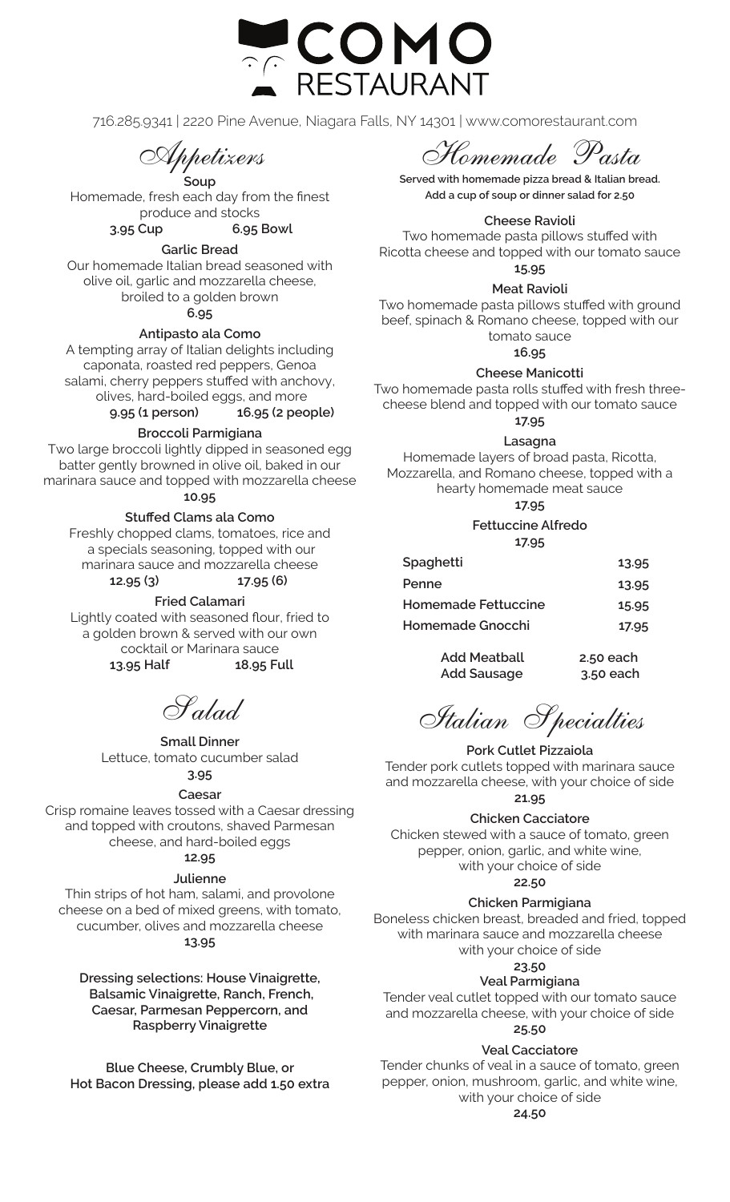# COMO RESTAURANT

716.285.9341 | 2220 Pine Avenue, Niagara Falls, NY 14301 | www.comorestaurant.com

## Appetizers

**Soup**
Homemade, fresh each day from the finest produce and stocks
**3.95 Cup** **6.95 Bowl**

**Garlic Bread**
Our homemade Italian bread seasoned with olive oil, garlic and mozzarella cheese, broiled to a golden brown
**6.95**

**Antipasto ala Como**
A tempting array of Italian delights including caponata, roasted red peppers, Genoa salami, cherry peppers stuffed with anchovy, olives, hard-boiled eggs, and more
**9.95 (1 person)** **16.95 (2 people)**

**Broccoli Parmigiana**
Two large broccoli lightly dipped in seasoned egg batter gently browned in olive oil, baked in our marinara sauce and topped with mozzarella cheese
**10.95**

**Stuffed Clams ala Como**
Freshly chopped clams, tomatoes, rice and a specials seasoning, topped with our marinara sauce and mozzarella cheese
**12.95 (3)** **17.95 (6)**

**Fried Calamari**
Lightly coated with seasoned flour, fried to a golden brown & served with our own cocktail or Marinara sauce
**13.95 Half** **18.95 Full**

## Salad

**Small Dinner**
Lettuce, tomato cucumber salad
**3.95**

**Caesar**
Crisp romaine leaves tossed with a Caesar dressing and topped with croutons, shaved Parmesan cheese, and hard-boiled eggs
**12.95**

**Julienne**
Thin strips of hot ham, salami, and provolone cheese on a bed of mixed greens, with tomato, cucumber, olives and mozzarella cheese
**13.95**

**Dressing selections: House Vinaigrette, Balsamic Vinaigrette, Ranch, French, Caesar, Parmesan Peppercorn, and Raspberry Vinaigrette**

**Blue Cheese, Crumbly Blue, or Hot Bacon Dressing, please add 1.50 extra**

## Homemade Pasta

**Served with homemade pizza bread & Italian bread.**
**Add a cup of soup or dinner salad for 2.50**

**Cheese Ravioli**
Two homemade pasta pillows stuffed with Ricotta cheese and topped with our tomato sauce
**15.95**

**Meat Ravioli**
Two homemade pasta pillows stuffed with ground beef, spinach & Romano cheese, topped with our tomato sauce
**16.95**

**Cheese Manicotti**
Two homemade pasta rolls stuffed with fresh three-cheese blend and topped with our tomato sauce
**17.95**

**Lasagna**
Homemade layers of broad pasta, Ricotta, Mozzarella, and Romano cheese, topped with a hearty homemade meat sauce
**17.95**

**Fettuccine Alfredo**
**17.95**

| | |
|---|---|
| **Spaghetti** | **13.95** |
| **Penne** | **13.95** |
| **Homemade Fettuccine** | **15.95** |
| **Homemade Gnocchi** | **17.95** |

| | |
|---|---|
| **Add Meatball** | **2.50 each** |
| **Add Sausage** | **3.50 each** |

## Italian Specialties

**Pork Cutlet Pizzaiola**
Tender pork cutlets topped with marinara sauce and mozzarella cheese, with your choice of side
**21.95**

**Chicken Cacciatore**
Chicken stewed with a sauce of tomato, green pepper, onion, garlic, and white wine, with your choice of side
**22.50**

**Chicken Parmigiana**
Boneless chicken breast, breaded and fried, topped with marinara sauce and mozzarella cheese with your choice of side
**23.50**

**Veal Parmigiana**
Tender veal cutlet topped with our tomato sauce and mozzarella cheese, with your choice of side
**25.50**

**Veal Cacciatore**
Tender chunks of veal in a sauce of tomato, green pepper, onion, mushroom, garlic, and white wine, with your choice of side
**24.50**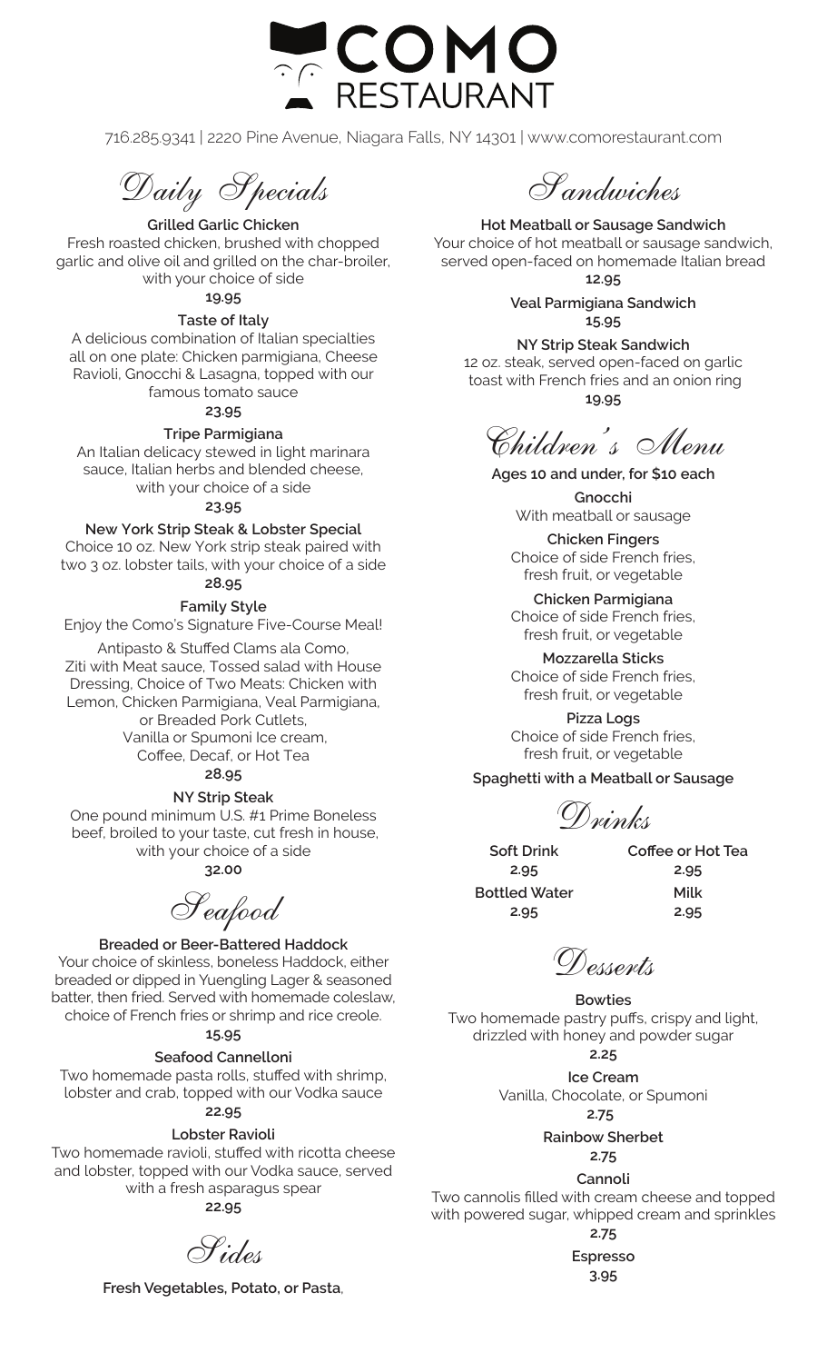# COMO RESTAURANT

716.285.9341 | 2220 Pine Avenue, Niagara Falls, NY 14301 | www.comorestaurant.com

## Daily Specials

**Grilled Garlic Chicken**
Fresh roasted chicken, brushed with chopped garlic and olive oil and grilled on the char-broiler, with your choice of side
**19.95**

**Taste of Italy**
A delicious combination of Italian specialties all on one plate: Chicken parmigiana, Cheese Ravioli, Gnocchi & Lasagna, topped with our famous tomato sauce
**23.95**

**Tripe Parmigiana**
An Italian delicacy stewed in light marinara sauce, Italian herbs and blended cheese, with your choice of a side
**23.95**

**New York Strip Steak & Lobster Special**
Choice 10 oz. New York strip steak paired with two 3 oz. lobster tails, with your choice of a side
**28.95**

**Family Style**
Enjoy the Como's Signature Five-Course Meal!

Antipasto & Stuffed Clams ala Como, Ziti with Meat sauce, Tossed salad with House Dressing, Choice of Two Meats: Chicken with Lemon, Chicken Parmigiana, Veal Parmigiana, or Breaded Pork Cutlets, Vanilla or Spumoni Ice cream, Coffee, Decaf, or Hot Tea
**28.95**

**NY Strip Steak**
One pound minimum U.S. #1 Prime Boneless beef, broiled to your taste, cut fresh in house, with your choice of a side
**32.00**

## Seafood

**Breaded or Beer-Battered Haddock**
Your choice of skinless, boneless Haddock, either breaded or dipped in Yuengling Lager & seasoned batter, then fried. Served with homemade coleslaw, choice of French fries or shrimp and rice creole.
**15.95**

**Seafood Cannelloni**
Two homemade pasta rolls, stuffed with shrimp, lobster and crab, topped with our Vodka sauce
**22.95**

**Lobster Ravioli**
Two homemade ravioli, stuffed with ricotta cheese and lobster, topped with our Vodka sauce, served with a fresh asparagus spear
**22.95**

## Sides

**Fresh Vegetables, Potato, or Pasta**.

## Sandwiches

**Hot Meatball or Sausage Sandwich**
Your choice of hot meatball or sausage sandwich, served open-faced on homemade Italian bread
**12.95**

**Veal Parmigiana Sandwich**
**15.95**

**NY Strip Steak Sandwich**
12 oz. steak, served open-faced on garlic toast with French fries and an onion ring
**19.95**

## Children's Menu

**Ages 10 and under, for $10 each**

**Gnocchi**
With meatball or sausage

**Chicken Fingers**
Choice of side French fries, fresh fruit, or vegetable

**Chicken Parmigiana**
Choice of side French fries, fresh fruit, or vegetable

**Mozzarella Sticks**
Choice of side French fries, fresh fruit, or vegetable

**Pizza Logs**
Choice of side French fries, fresh fruit, or vegetable

**Spaghetti with a Meatball or Sausage**

## Drinks

**Soft Drink**
**2.95**

**Bottled Water**
**2.95**

**Coffee or Hot Tea**
**2.95**

**Milk**
**2.95**

## Desserts

**Bowties**
Two homemade pastry puffs, crispy and light, drizzled with honey and powder sugar
**2.25**

**Ice Cream**
Vanilla, Chocolate, or Spumoni
**2.75**

**Rainbow Sherbet**
**2.75**

**Cannoli**
Two cannolis filled with cream cheese and topped with powered sugar, whipped cream and sprinkles
**2.75**

**Espresso**
**3.95**